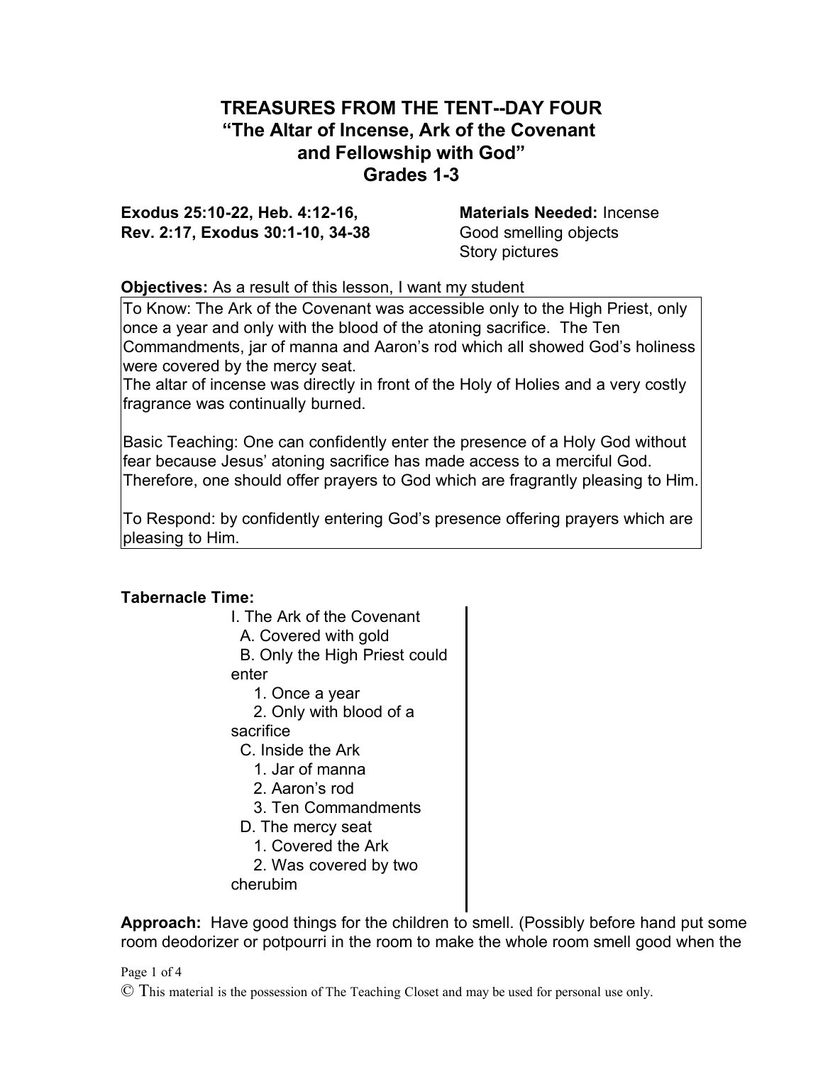# TREASURES FROM THE TENT--DAY FOUR
## "The Altar of Incense, Ark of the Covenant and Fellowship with God"
## Grades 1-3

**Exodus 25:10-22, Heb. 4:12-16, Rev. 2:17, Exodus 30:1-10, 34-38**

**Materials Needed:** Incense
Good smelling objects
Story pictures

**Objectives:** As a result of this lesson, I want my student

To Know: The Ark of the Covenant was accessible only to the High Priest, only once a year and only with the blood of the atoning sacrifice. The Ten Commandments, jar of manna and Aaron's rod which all showed God's holiness were covered by the mercy seat.
The altar of incense was directly in front of the Holy of Holies and a very costly fragrance was continually burned.

Basic Teaching: One can confidently enter the presence of a Holy God without fear because Jesus' atoning sacrifice has made access to a merciful God. Therefore, one should offer prayers to God which are fragrantly pleasing to Him.

To Respond: by confidently entering God's presence offering prayers which are pleasing to Him.

**Tabernacle Time:**

I. The Ark of the Covenant
  A. Covered with gold
  B. Only the High Priest could enter
    1. Once a year
    2. Only with blood of a sacrifice
  C. Inside the Ark
    1. Jar of manna
    2. Aaron's rod
    3. Ten Commandments
  D. The mercy seat
    1. Covered the Ark
    2. Was covered by two cherubim

**Approach:** Have good things for the children to smell. (Possibly before hand put some room deodorizer or potpourri in the room to make the whole room smell good when the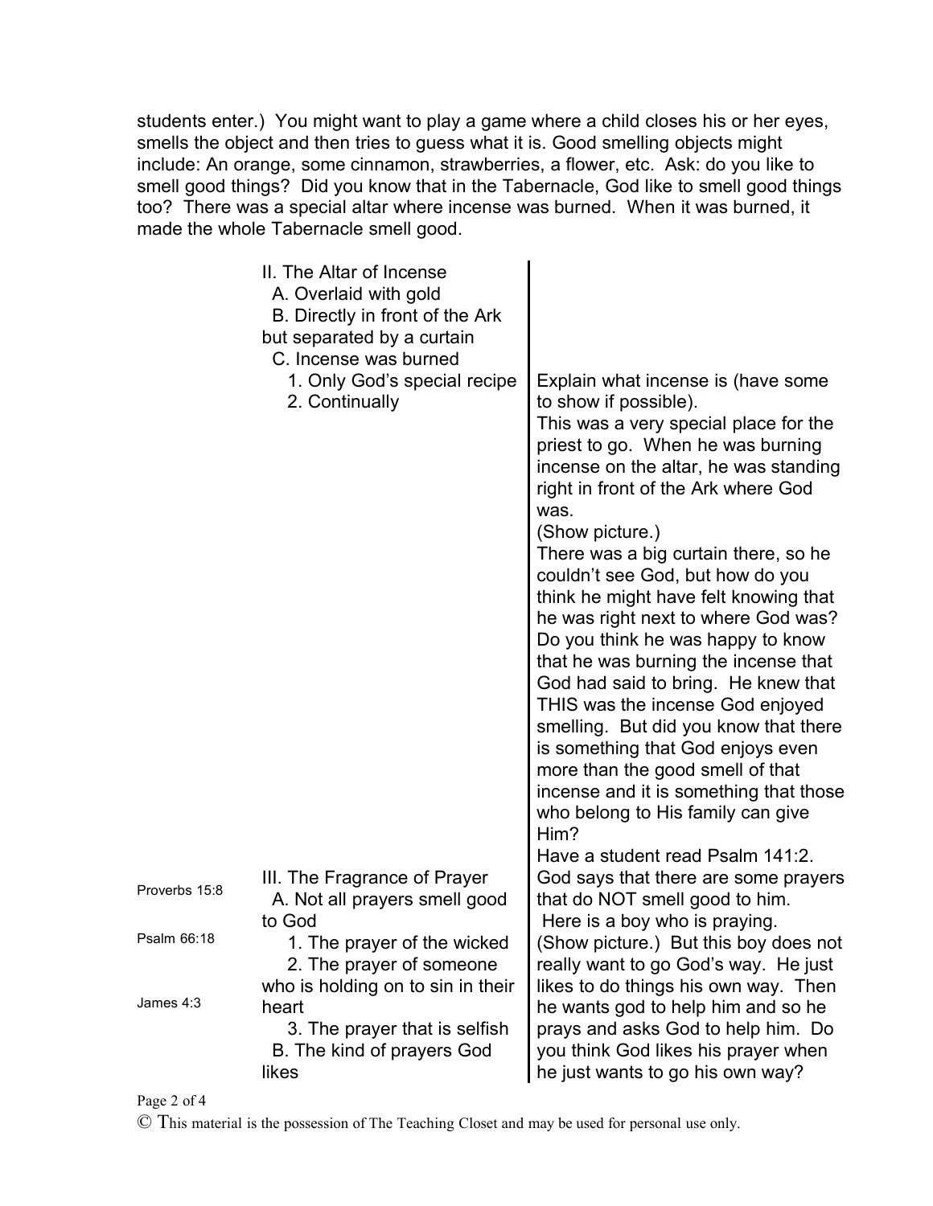students enter.) You might want to play a game where a child closes his or her eyes, smells the object and then tries to guess what it is. Good smelling objects might include: An orange, some cinnamon, strawberries, a flower, etc. Ask: do you like to smell good things? Did you know that in the Tabernacle, God like to smell good things too? There was a special altar where incense was burned. When it was burned, it made the whole Tabernacle smell good.

| | Outline | Notes |
|---|---|---|
| | II. The Altar of Incense<br>  A. Overlaid with gold<br>  B. Directly in front of the Ark but separated by a curtain<br>  C. Incense was burned<br>    1. Only God's special recipe<br>    2. Continually | Explain what incense is (have some to show if possible).<br>This was a very special place for the priest to go. When he was burning incense on the altar, he was standing right in front of the Ark where God was.<br>(Show picture.)<br>There was a big curtain there, so he couldn't see God, but how do you think he might have felt knowing that he was right next to where God was? Do you think he was happy to know that he was burning the incense that God had said to bring. He knew that THIS was the incense God enjoyed smelling. But did you know that there is something that God enjoys even more than the good smell of that incense and it is something that those who belong to His family can give Him?<br>Have a student read Psalm 141:2. |
| Proverbs 15:8<br><br>Psalm 66:18<br><br>James 4:3 | III. The Fragrance of Prayer<br>  A. Not all prayers smell good to God<br>    1. The prayer of the wicked<br>    2. The prayer of someone who is holding on to sin in their heart<br>    3. The prayer that is selfish<br>  B. The kind of prayers God likes | God says that there are some prayers that do NOT smell good to him.<br>Here is a boy who is praying. (Show picture.) But this boy does not really want to go God's way. He just likes to do things his own way. Then he wants god to help him and so he prays and asks God to help him. Do you think God likes his prayer when he just wants to go his own way? |

© This material is the possession of The Teaching Closet and may be used for personal use only.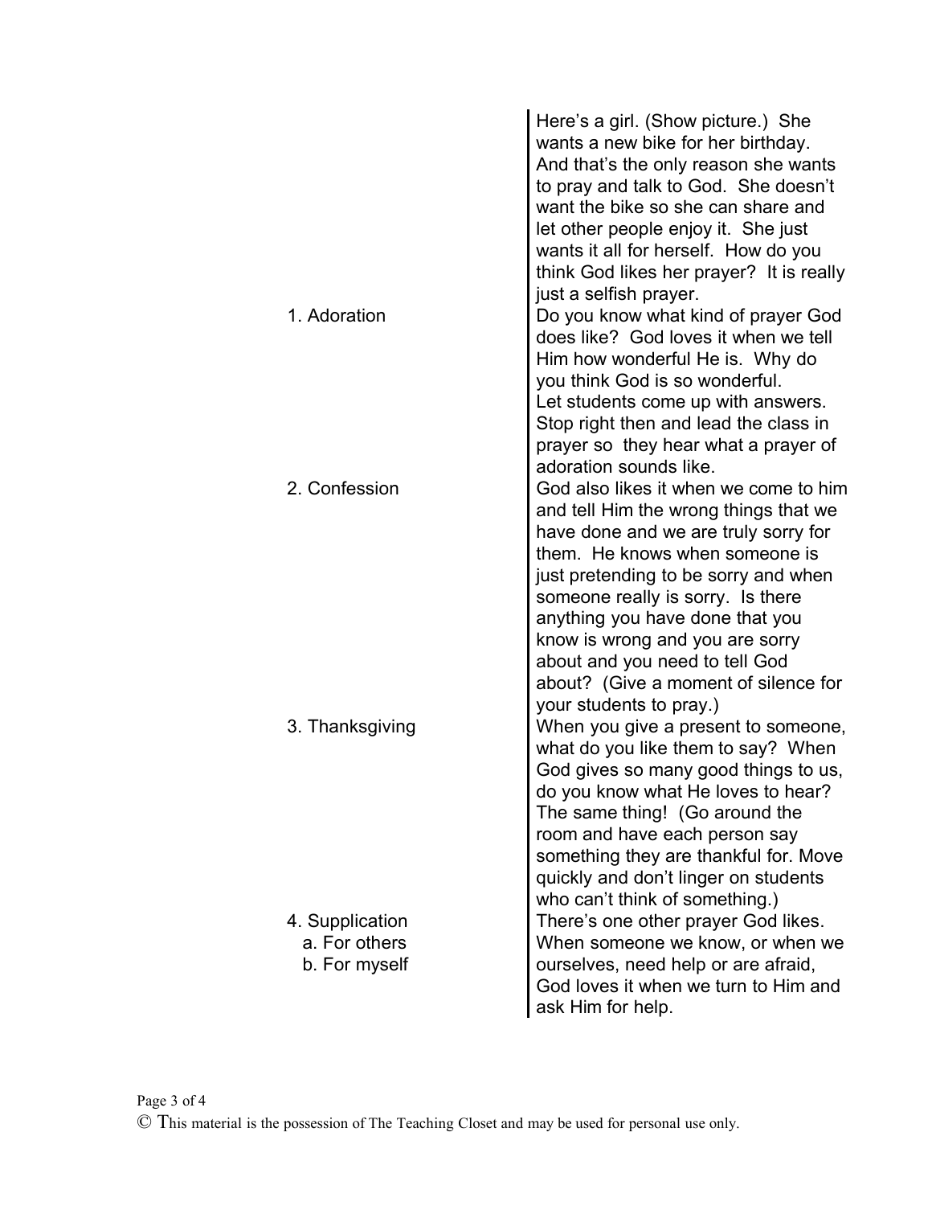| | |
|---|---|
| | Here's a girl. (Show picture.) She wants a new bike for her birthday. And that's the only reason she wants to pray and talk to God. She doesn't want the bike so she can share and let other people enjoy it. She just wants it all for herself. How do you think God likes her prayer? It is really just a selfish prayer. |
| 1. Adoration | Do you know what kind of prayer God does like? God loves it when we tell Him how wonderful He is. Why do you think God is so wonderful. Let students come up with answers. Stop right then and lead the class in prayer so they hear what a prayer of adoration sounds like. |
| 2. Confession | God also likes it when we come to him and tell Him the wrong things that we have done and we are truly sorry for them. He knows when someone is just pretending to be sorry and when someone really is sorry. Is there anything you have done that you know is wrong and you are sorry about and you need to tell God about? (Give a moment of silence for your students to pray.) |
| 3. Thanksgiving | When you give a present to someone, what do you like them to say? When God gives so many good things to us, do you know what He loves to hear? The same thing! (Go around the room and have each person say something they are thankful for. Move quickly and don't linger on students who can't think of something.) |
| 4. Supplication<br>a. For others<br>b. For myself | There's one other prayer God likes. When someone we know, or when we ourselves, need help or are afraid, God loves it when we turn to Him and ask Him for help. |

© This material is the possession of The Teaching Closet and may be used for personal use only.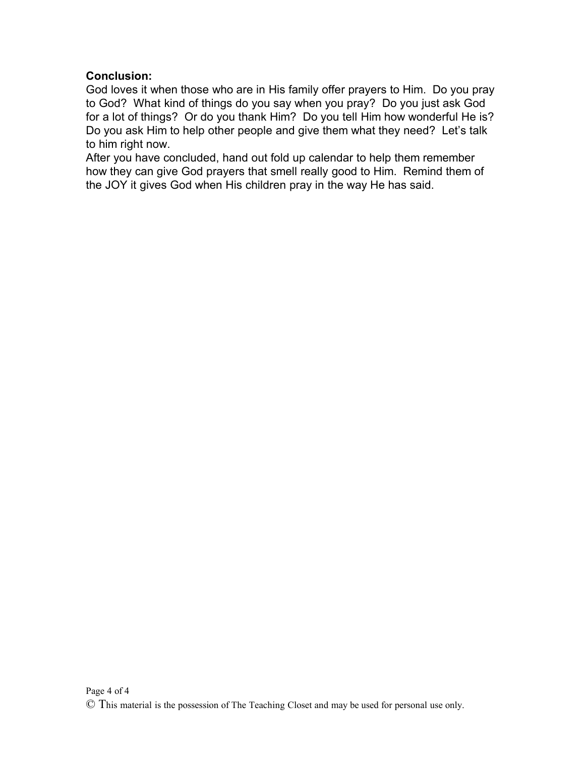**Conclusion:**

God loves it when those who are in His family offer prayers to Him. Do you pray to God? What kind of things do you say when you pray? Do you just ask God for a lot of things? Or do you thank Him? Do you tell Him how wonderful He is? Do you ask Him to help other people and give them what they need? Let's talk to him right now.

After you have concluded, hand out fold up calendar to help them remember how they can give God prayers that smell really good to Him. Remind them of the JOY it gives God when His children pray in the way He has said.

© This material is the possession of The Teaching Closet and may be used for personal use only.